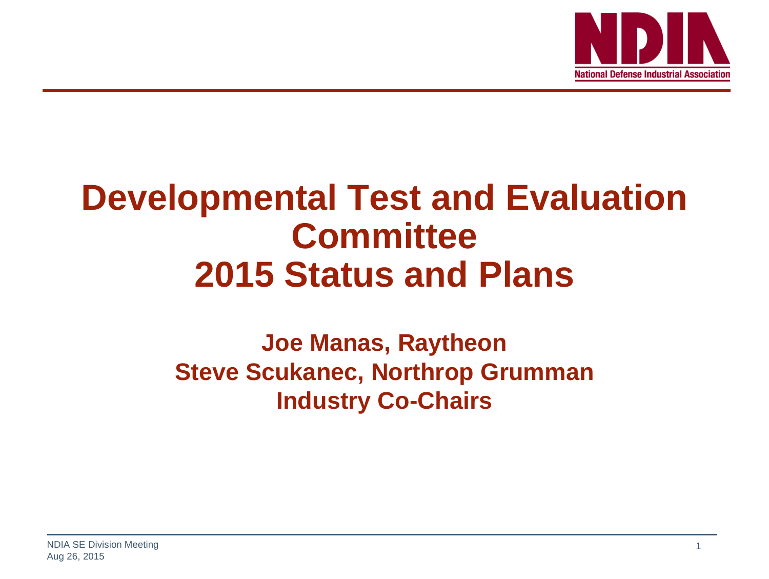# Developmental Test and Evaluation Committee 2015 Status and Plans

**Joe Manas, Raytheon**
**Steve Scukanec, Northrop Grumman**
**Industry Co-Chairs**

NDIA SE Division Meeting
Aug 26, 2015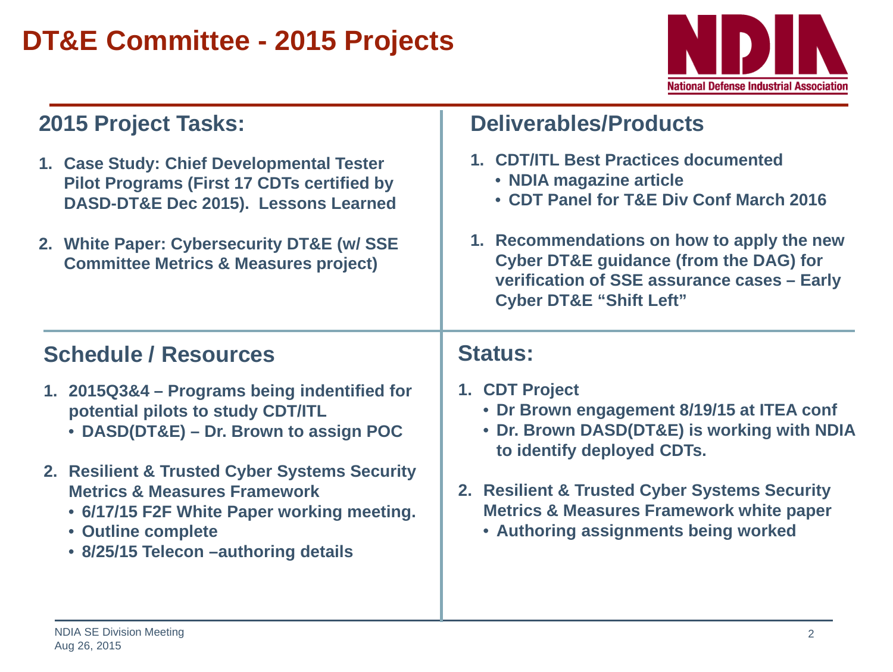# DT&E Committee - 2015 Projects

## 2015 Project Tasks:

1. **Case Study: Chief Developmental Tester Pilot Programs (First 17 CDTs certified by DASD-DT&E Dec 2015). Lessons Learned**

2. **White Paper: Cybersecurity DT&E (w/ SSE Committee Metrics & Measures project)**

## Deliverables/Products

1. **CDT/ITL Best Practices documented**
   - **NDIA magazine article**
   - **CDT Panel for T&E Div Conf March 2016**

1. **Recommendations on how to apply the new Cyber DT&E guidance (from the DAG) for verification of SSE assurance cases – Early Cyber DT&E "Shift Left"**

## Schedule / Resources

1. **2015Q3&4 – Programs being indentified for potential pilots to study CDT/ITL**
   - **DASD(DT&E) – Dr. Brown to assign POC**

2. **Resilient & Trusted Cyber Systems Security Metrics & Measures Framework**
   - **6/17/15 F2F White Paper working meeting.**
   - **Outline complete**
   - **8/25/15 Telecon –authoring details**

## Status:

1. **CDT Project**
   - **Dr Brown engagement 8/19/15 at ITEA conf**
   - **Dr. Brown DASD(DT&E) is working with NDIA to identify deployed CDTs.**

2. **Resilient & Trusted Cyber Systems Security Metrics & Measures Framework white paper**
   - **Authoring assignments being worked**